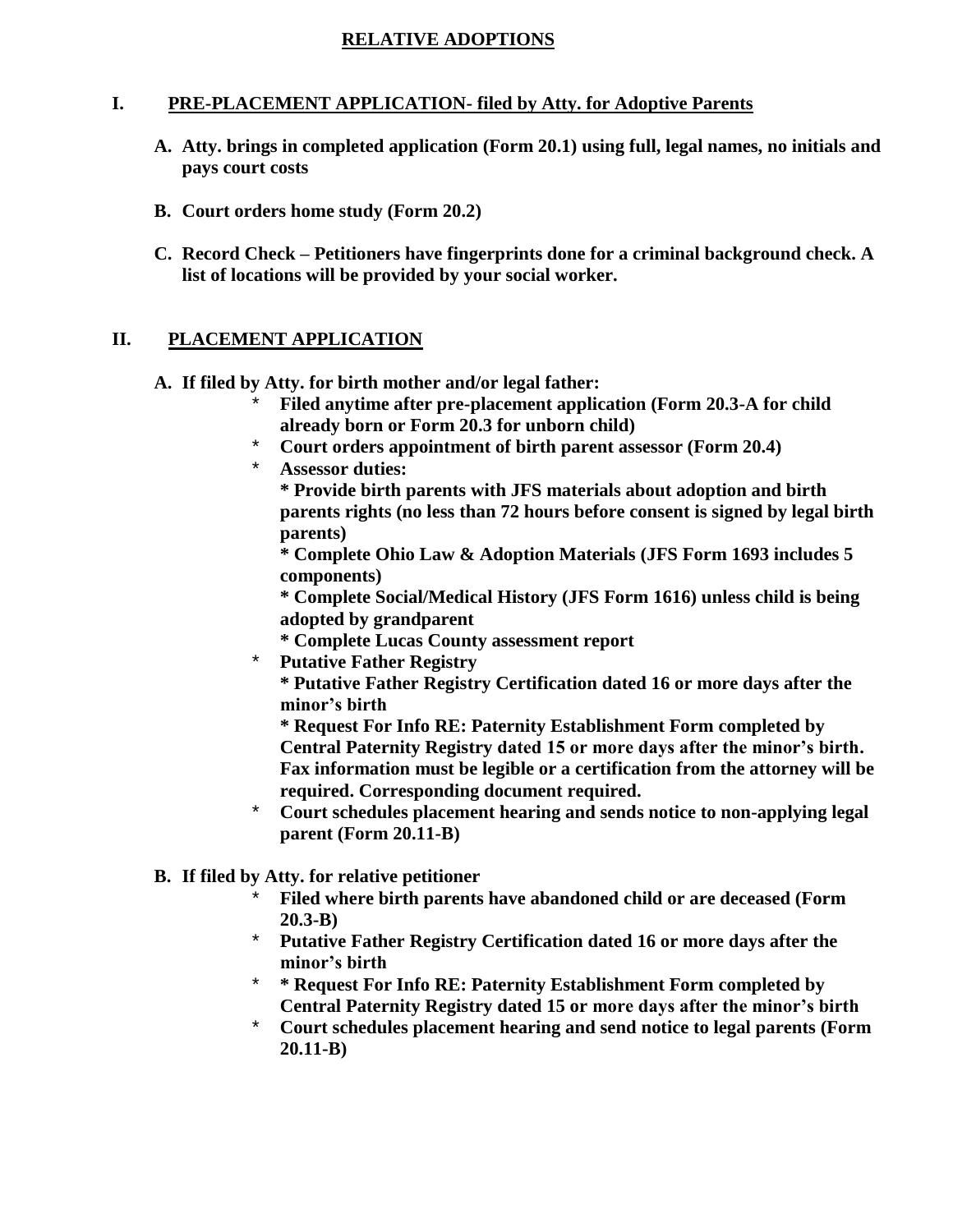# RELATIVE ADOPTIONS

## I. PRE-PLACEMENT APPLICATION- filed by Atty. for Adoptive Parents

**A. Atty. brings in completed application (Form 20.1) using full, legal names, no initials and pays court costs**

**B. Court orders home study (Form 20.2)**

**C. Record Check – Petitioners have fingerprints done for a criminal background check. A list of locations will be provided by your social worker.**

## II. PLACEMENT APPLICATION

**A. If filed by Atty. for birth mother and/or legal father:**

- **Filed anytime after pre-placement application (Form 20.3-A for child already born or Form 20.3 for unborn child)**
- **Court orders appointment of birth parent assessor (Form 20.4)**
- **Assessor duties:**
  **\* Provide birth parents with JFS materials about adoption and birth parents rights (no less than 72 hours before consent is signed by legal birth parents)**
  **\* Complete Ohio Law & Adoption Materials (JFS Form 1693 includes 5 components)**
  **\* Complete Social/Medical History (JFS Form 1616) unless child is being adopted by grandparent**
  **\* Complete Lucas County assessment report**
- **Putative Father Registry**
  **\* Putative Father Registry Certification dated 16 or more days after the minor's birth**
  **\* Request For Info RE: Paternity Establishment Form completed by Central Paternity Registry dated 15 or more days after the minor's birth. Fax information must be legible or a certification from the attorney will be required. Corresponding document required.**
- **Court schedules placement hearing and sends notice to non-applying legal parent (Form 20.11-B)**

**B. If filed by Atty. for relative petitioner**

- **Filed where birth parents have abandoned child or are deceased (Form 20.3-B)**
- **Putative Father Registry Certification dated 16 or more days after the minor's birth**
- **\* Request For Info RE: Paternity Establishment Form completed by Central Paternity Registry dated 15 or more days after the minor's birth**
- **Court schedules placement hearing and send notice to legal parents (Form 20.11-B)**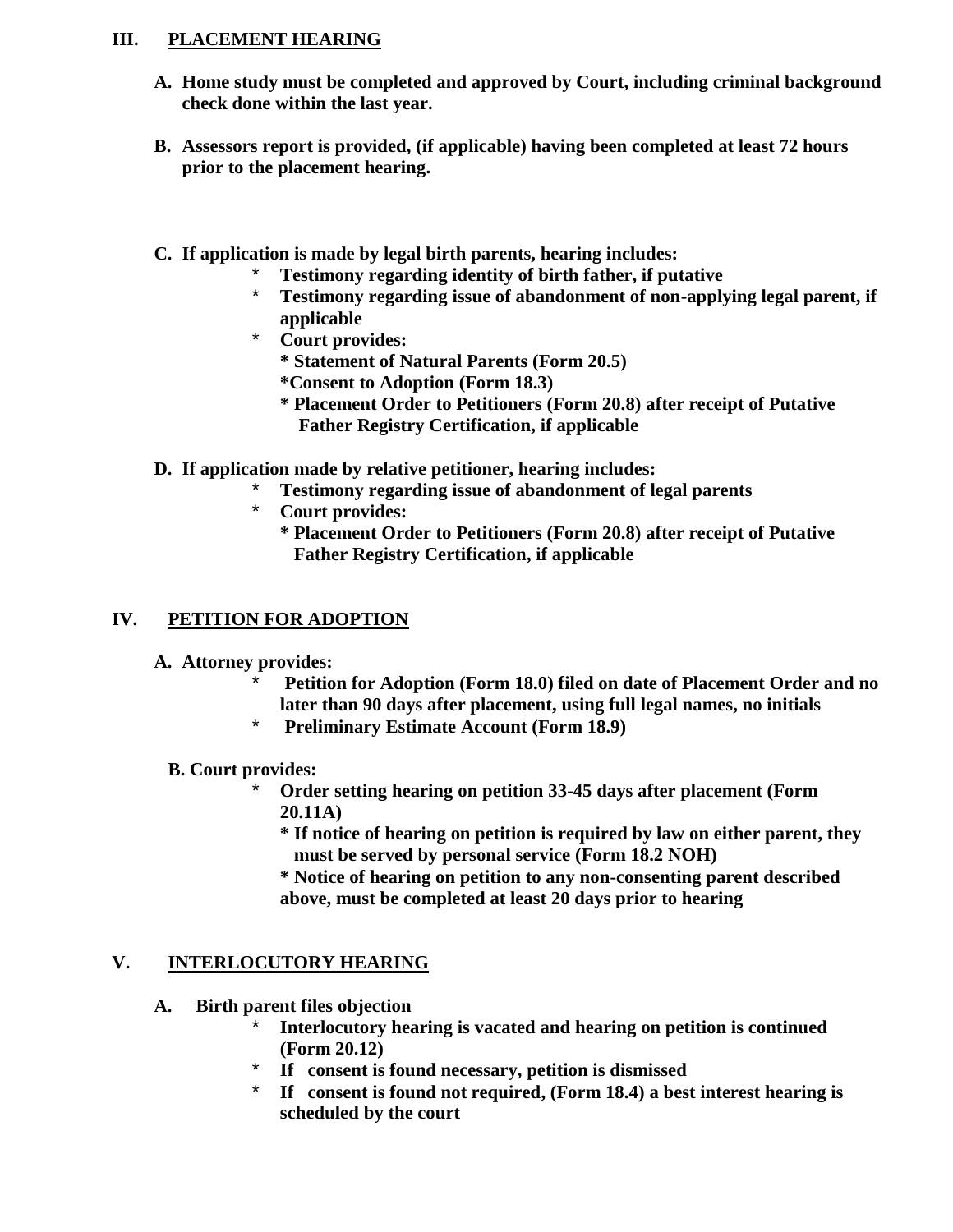## III. PLACEMENT HEARING

**A. Home study must be completed and approved by Court, including criminal background check done within the last year.**

**B. Assessors report is provided, (if applicable) having been completed at least 72 hours prior to the placement hearing.**

**C. If application is made by legal birth parents, hearing includes:**

- **Testimony regarding identity of birth father, if putative**
- **Testimony regarding issue of abandonment of non-applying legal parent, if applicable**
- **Court provides:**
  - **Statement of Natural Parents (Form 20.5)**
  - **Consent to Adoption (Form 18.3)**
  - **Placement Order to Petitioners (Form 20.8) after receipt of Putative Father Registry Certification, if applicable**

**D. If application made by relative petitioner, hearing includes:**

- **Testimony regarding issue of abandonment of legal parents**
- **Court provides:**
  - **Placement Order to Petitioners (Form 20.8) after receipt of Putative Father Registry Certification, if applicable**

## IV. PETITION FOR ADOPTION

**A. Attorney provides:**

- **Petition for Adoption (Form 18.0) filed on date of Placement Order and no later than 90 days after placement, using full legal names, no initials**
- **Preliminary Estimate Account (Form 18.9)**

**B. Court provides:**

- **Order setting hearing on petition 33-45 days after placement (Form 20.11A)**
  - **If notice of hearing on petition is required by law on either parent, they must be served by personal service (Form 18.2 NOH)**
  - **Notice of hearing on petition to any non-consenting parent described above, must be completed at least 20 days prior to hearing**

## V. INTERLOCUTORY HEARING

**A. Birth parent files objection**

- **Interlocutory hearing is vacated and hearing on petition is continued (Form 20.12)**
- **If consent is found necessary, petition is dismissed**
- **If consent is found not required, (Form 18.4) a best interest hearing is scheduled by the court**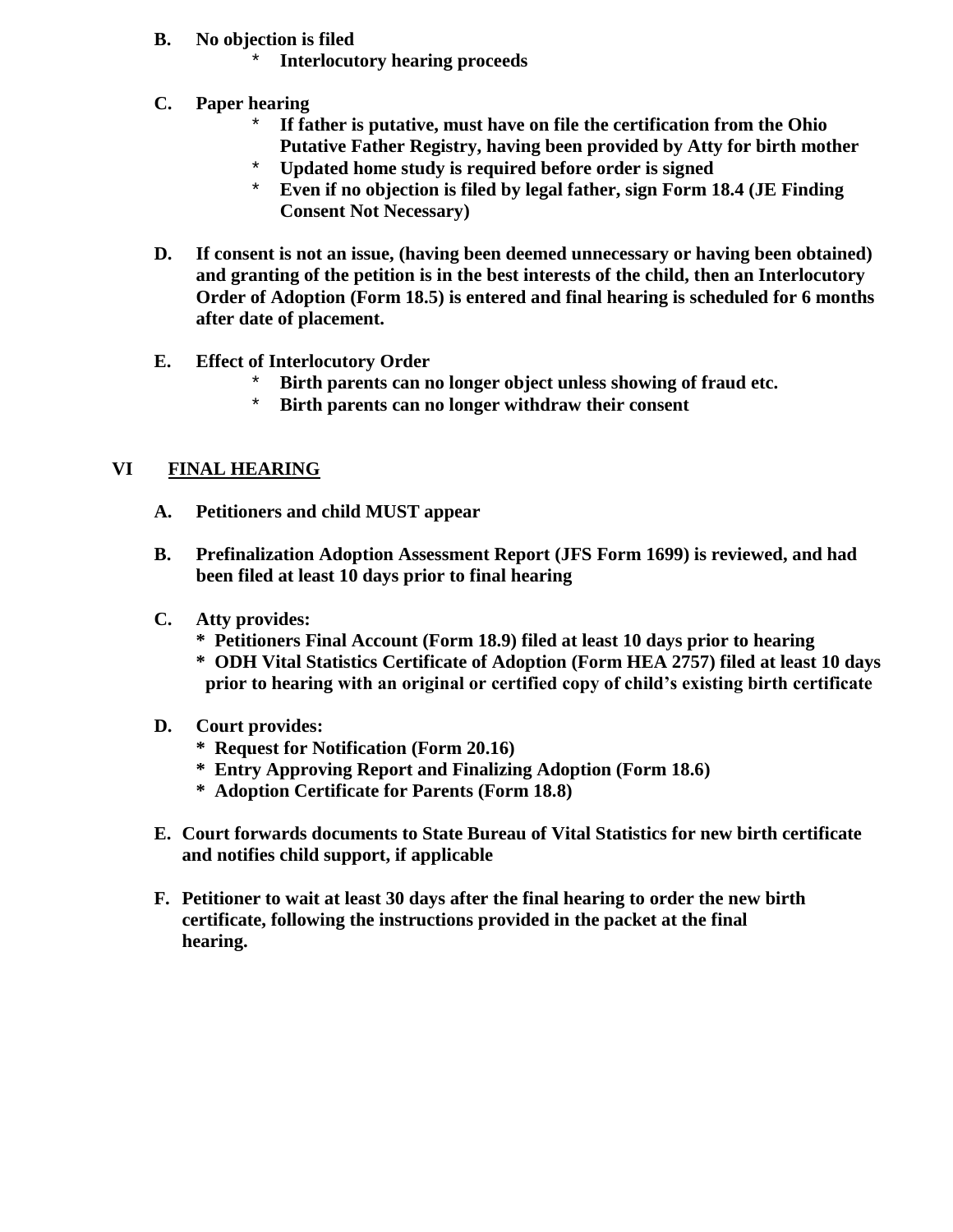**B. No objection is filed**

- **Interlocutory hearing proceeds**

**C. Paper hearing**

- **If father is putative, must have on file the certification from the Ohio Putative Father Registry, having been provided by Atty for birth mother**
- **Updated home study is required before order is signed**
- **Even if no objection is filed by legal father, sign Form 18.4 (JE Finding Consent Not Necessary)**

**D. If consent is not an issue, (having been deemed unnecessary or having been obtained) and granting of the petition is in the best interests of the child, then an Interlocutory Order of Adoption (Form 18.5) is entered and final hearing is scheduled for 6 months after date of placement.**

**E. Effect of Interlocutory Order**

- **Birth parents can no longer object unless showing of fraud etc.**
- **Birth parents can no longer withdraw their consent**

## VI FINAL HEARING

**A. Petitioners and child MUST appear**

**B. Prefinalization Adoption Assessment Report (JFS Form 1699) is reviewed, and had been filed at least 10 days prior to final hearing**

**C. Atty provides:**

- **Petitioners Final Account (Form 18.9) filed at least 10 days prior to hearing**
- **ODH Vital Statistics Certificate of Adoption (Form HEA 2757) filed at least 10 days prior to hearing with an original or certified copy of child's existing birth certificate**

**D. Court provides:**

- **Request for Notification (Form 20.16)**
- **Entry Approving Report and Finalizing Adoption (Form 18.6)**
- **Adoption Certificate for Parents (Form 18.8)**

**E. Court forwards documents to State Bureau of Vital Statistics for new birth certificate and notifies child support, if applicable**

**F. Petitioner to wait at least 30 days after the final hearing to order the new birth certificate, following the instructions provided in the packet at the final hearing.**